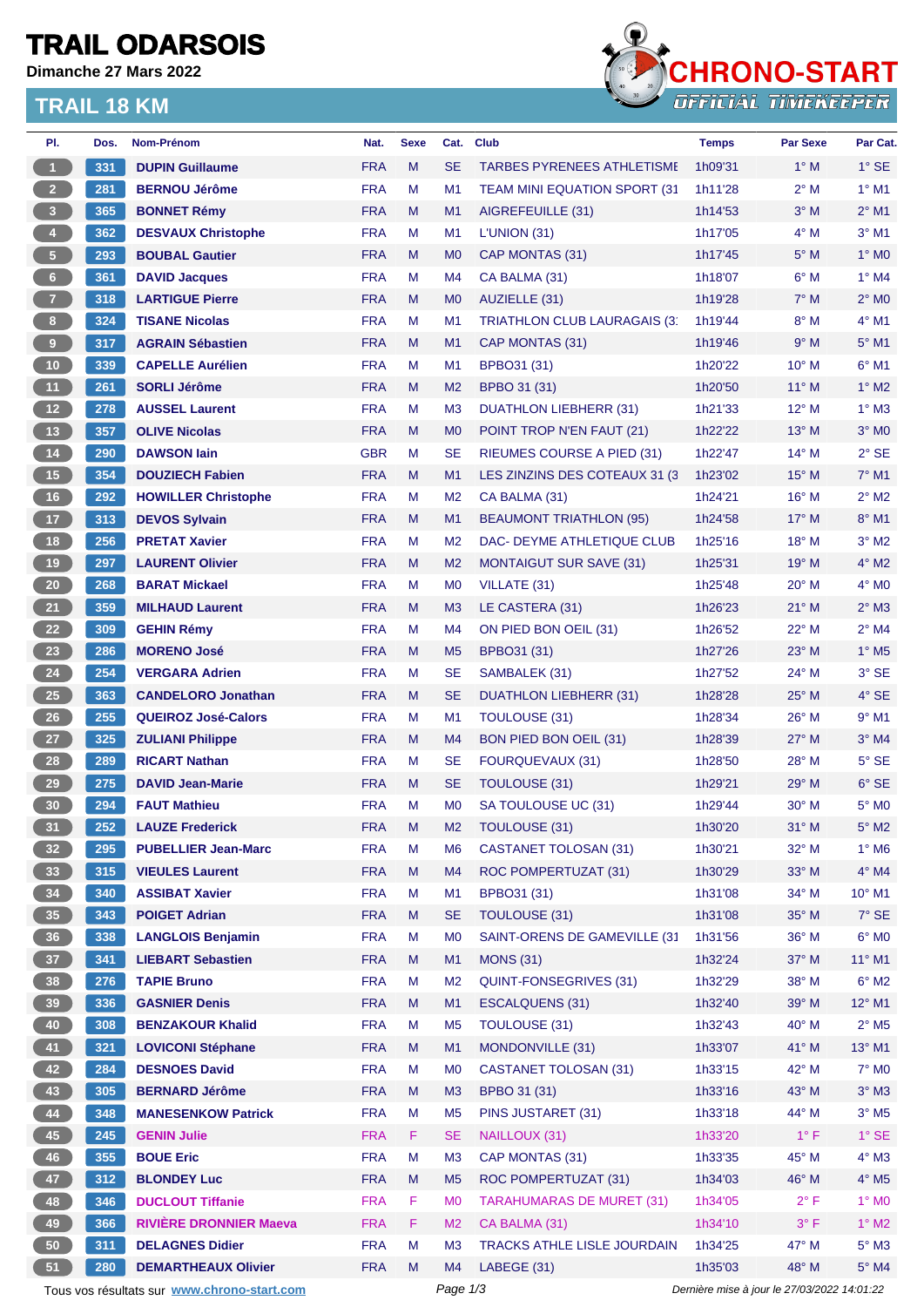# TRAIL ODARSOIS

**Dimanche 27 Mars 2022**

## TRAIL 18 KM

CHRONO-START
OFFICIAL TIMEKEEPER

| Pl. | Dos. | Nom-Prénom | Nat. | Sexe | Cat. | Club | Temps | Par Sexe | Par Cat. |
|---|---|---|---|---|---|---|---|---|---|
| 1 | 331 | DUPIN Guillaume | FRA | M | SE | TARBES PYRENEES ATHLETISME | 1h09'31 | 1° M | 1° SE |
| 2 | 281 | BERNOU Jérôme | FRA | M | M1 | TEAM MINI EQUATION SPORT (31 | 1h11'28 | 2° M | 1° M1 |
| 3 | 365 | BONNET Rémy | FRA | M | M1 | AIGREFEUILLE (31) | 1h14'53 | 3° M | 2° M1 |
| 4 | 362 | DESVAUX Christophe | FRA | M | M1 | L'UNION (31) | 1h17'05 | 4° M | 3° M1 |
| 5 | 293 | BOUBAL Gautier | FRA | M | M0 | CAP MONTAS (31) | 1h17'45 | 5° M | 1° M0 |
| 6 | 361 | DAVID Jacques | FRA | M | M4 | CA BALMA (31) | 1h18'07 | 6° M | 1° M4 |
| 7 | 318 | LARTIGUE Pierre | FRA | M | M0 | AUZIELLE (31) | 1h19'28 | 7° M | 2° M0 |
| 8 | 324 | TISANE Nicolas | FRA | M | M1 | TRIATHLON CLUB LAURAGAIS (3 | 1h19'44 | 8° M | 4° M1 |
| 9 | 317 | AGRAIN Sébastien | FRA | M | M1 | CAP MONTAS (31) | 1h19'46 | 9° M | 5° M1 |
| 10 | 339 | CAPELLE Aurélien | FRA | M | M1 | BPBO31 (31) | 1h20'22 | 10° M | 6° M1 |
| 11 | 261 | SORLI Jérôme | FRA | M | M2 | BPBO 31 (31) | 1h20'50 | 11° M | 1° M2 |
| 12 | 278 | AUSSEL Laurent | FRA | M | M3 | DUATHLON LIEBHERR (31) | 1h21'33 | 12° M | 1° M3 |
| 13 | 357 | OLIVE Nicolas | FRA | M | M0 | POINT TROP N'EN FAUT (21) | 1h22'22 | 13° M | 3° M0 |
| 14 | 290 | DAWSON Iain | GBR | M | SE | RIEUMES COURSE A PIED (31) | 1h22'47 | 14° M | 2° SE |
| 15 | 354 | DOUZIECH Fabien | FRA | M | M1 | LES ZINZINS DES COTEAUX 31 (3 | 1h23'02 | 15° M | 7° M1 |
| 16 | 292 | HOWILLER Christophe | FRA | M | M2 | CA BALMA (31) | 1h24'21 | 16° M | 2° M2 |
| 17 | 313 | DEVOS Sylvain | FRA | M | M1 | BEAUMONT TRIATHLON (95) | 1h24'58 | 17° M | 8° M1 |
| 18 | 256 | PRETAT Xavier | FRA | M | M2 | DAC- DEYME ATHLETIQUE CLUB | 1h25'16 | 18° M | 3° M2 |
| 19 | 297 | LAURENT Olivier | FRA | M | M2 | MONTAIGUT SUR SAVE (31) | 1h25'31 | 19° M | 4° M2 |
| 20 | 268 | BARAT Mickael | FRA | M | M0 | VILLATE (31) | 1h25'48 | 20° M | 4° M0 |
| 21 | 359 | MILHAUD Laurent | FRA | M | M3 | LE CASTERA (31) | 1h26'23 | 21° M | 2° M3 |
| 22 | 309 | GEHIN Rémy | FRA | M | M4 | ON PIED BON OEIL (31) | 1h26'52 | 22° M | 2° M4 |
| 23 | 286 | MORENO José | FRA | M | M5 | BPBO31 (31) | 1h27'26 | 23° M | 1° M5 |
| 24 | 254 | VERGARA Adrien | FRA | M | SE | SAMBALEK (31) | 1h27'52 | 24° M | 3° SE |
| 25 | 363 | CANDELORO Jonathan | FRA | M | SE | DUATHLON LIEBHERR (31) | 1h28'28 | 25° M | 4° SE |
| 26 | 255 | QUEIROZ José-Calors | FRA | M | M1 | TOULOUSE (31) | 1h28'34 | 26° M | 9° M1 |
| 27 | 325 | ZULIANI Philippe | FRA | M | M4 | BON PIED BON OEIL (31) | 1h28'39 | 27° M | 3° M4 |
| 28 | 289 | RICART Nathan | FRA | M | SE | FOURQUEVAUX (31) | 1h28'50 | 28° M | 5° SE |
| 29 | 275 | DAVID Jean-Marie | FRA | M | SE | TOULOUSE (31) | 1h29'21 | 29° M | 6° SE |
| 30 | 294 | FAUT Mathieu | FRA | M | M0 | SA TOULOUSE UC (31) | 1h29'44 | 30° M | 5° M0 |
| 31 | 252 | LAUZE Frederick | FRA | M | M2 | TOULOUSE (31) | 1h30'20 | 31° M | 5° M2 |
| 32 | 295 | PUBELLIER Jean-Marc | FRA | M | M6 | CASTANET TOLOSAN (31) | 1h30'21 | 32° M | 1° M6 |
| 33 | 315 | VIEULES Laurent | FRA | M | M4 | ROC POMPERTUZAT (31) | 1h30'29 | 33° M | 4° M4 |
| 34 | 340 | ASSIBAT Xavier | FRA | M | M1 | BPBO31 (31) | 1h31'08 | 34° M | 10° M1 |
| 35 | 343 | POIGET Adrian | FRA | M | SE | TOULOUSE (31) | 1h31'08 | 35° M | 7° SE |
| 36 | 338 | LANGLOIS Benjamin | FRA | M | M0 | SAINT-ORENS DE GAMEVILLE (31 | 1h31'56 | 36° M | 6° M0 |
| 37 | 341 | LIEBART Sebastien | FRA | M | M1 | MONS (31) | 1h32'24 | 37° M | 11° M1 |
| 38 | 276 | TAPIE Bruno | FRA | M | M2 | QUINT-FONSEGRIVES (31) | 1h32'29 | 38° M | 6° M2 |
| 39 | 336 | GASNIER Denis | FRA | M | M1 | ESCALQUENS (31) | 1h32'40 | 39° M | 12° M1 |
| 40 | 308 | BENZAKOUR Khalid | FRA | M | M5 | TOULOUSE (31) | 1h32'43 | 40° M | 2° M5 |
| 41 | 321 | LOVICONI Stéphane | FRA | M | M1 | MONDONVILLE (31) | 1h33'07 | 41° M | 13° M1 |
| 42 | 284 | DESNOES David | FRA | M | M0 | CASTANET TOLOSAN (31) | 1h33'15 | 42° M | 7° M0 |
| 43 | 305 | BERNARD Jérôme | FRA | M | M3 | BPBO 31 (31) | 1h33'16 | 43° M | 3° M3 |
| 44 | 348 | MANESENKOW Patrick | FRA | M | M5 | PINS JUSTARET (31) | 1h33'18 | 44° M | 3° M5 |
| 45 | 245 | GENIN Julie | FRA | F | SE | NAILLOUX (31) | 1h33'20 | 1° F | 1° SE |
| 46 | 355 | BOUE Eric | FRA | M | M3 | CAP MONTAS (31) | 1h33'35 | 45° M | 4° M3 |
| 47 | 312 | BLONDEY Luc | FRA | M | M5 | ROC POMPERTUZAT (31) | 1h34'03 | 46° M | 4° M5 |
| 48 | 346 | DUCLOUT Tiffanie | FRA | F | M0 | TARAHUMARAS DE MURET (31) | 1h34'05 | 2° F | 1° M0 |
| 49 | 366 | RIVIÈRE DRONNIER Maeva | FRA | F | M2 | CA BALMA (31) | 1h34'10 | 3° F | 1° M2 |
| 50 | 311 | DELAGNES Didier | FRA | M | M3 | TRACKS ATHLE LISLE JOURDAIN | 1h34'25 | 47° M | 5° M3 |
| 51 | 280 | DEMARTHEAUX Olivier | FRA | M | M4 | LABEGE (31) | 1h35'03 | 48° M | 5° M4 |

Tous vos résultats sur www.chrono-start.com

*Dernière mise à jour le 27/03/2022 14:01:22*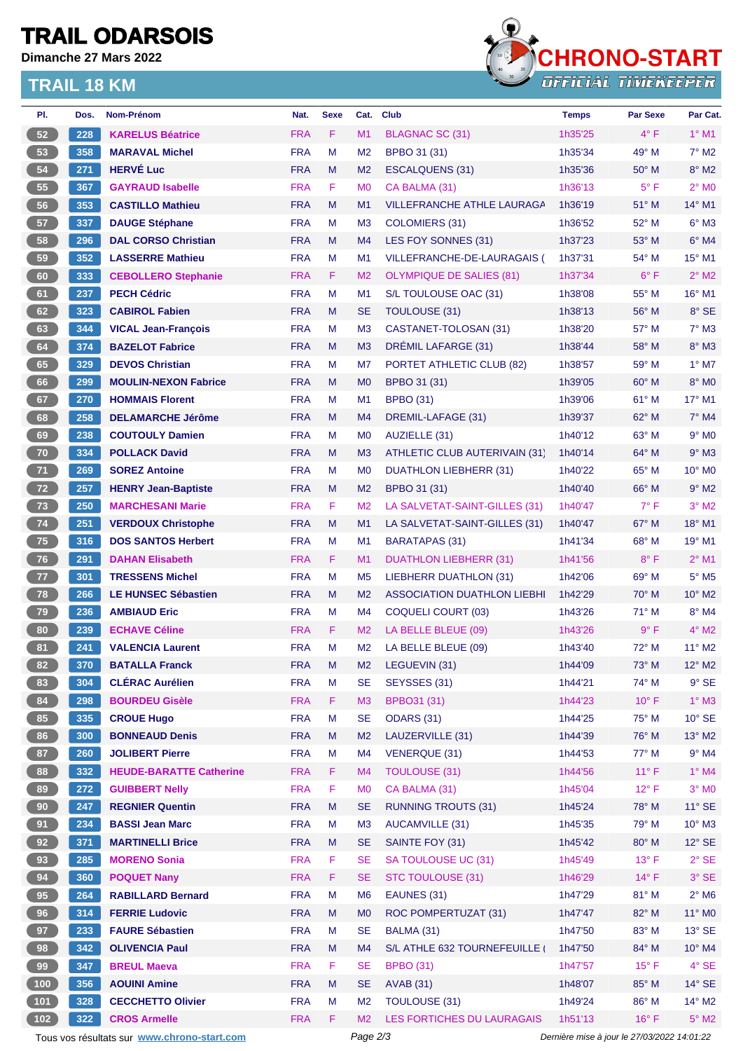# TRAIL ODARSOIS

**Dimanche 27 Mars 2022**

## TRAIL 18 KM

CHRONO-START
OFFICIAL TIMEKEEPER

| Pl. | Dos. | Nom-Prénom | Nat. | Sexe | Cat. | Club | Temps | Par Sexe | Par Cat. |
|---|---|---|---|---|---|---|---|---|---|
| 52 | 228 | KARELUS Béatrice | FRA | F | M1 | BLAGNAC SC (31) | 1h35'25 | 4° F | 1° M1 |
| 53 | 358 | MARAVAL Michel | FRA | M | M2 | BPBO 31 (31) | 1h35'34 | 49° M | 7° M2 |
| 54 | 271 | HERVÉ Luc | FRA | M | M2 | ESCALQUENS (31) | 1h35'36 | 50° M | 8° M2 |
| 55 | 367 | GAYRAUD Isabelle | FRA | F | M0 | CA BALMA (31) | 1h36'13 | 5° F | 2° M0 |
| 56 | 353 | CASTILLO Mathieu | FRA | M | M1 | VILLEFRANCHE ATHLE LAURAGA | 1h36'19 | 51° M | 14° M1 |
| 57 | 337 | DAUGE Stéphane | FRA | M | M3 | COLOMIERS (31) | 1h36'52 | 52° M | 6° M3 |
| 58 | 296 | DAL CORSO Christian | FRA | M | M4 | LES FOY SONNES (31) | 1h37'23 | 53° M | 6° M4 |
| 59 | 352 | LASSERRE Mathieu | FRA | M | M1 | VILLEFRANCHE-DE-LAURAGAIS ( | 1h37'31 | 54° M | 15° M1 |
| 60 | 333 | CEBOLLERO Stephanie | FRA | F | M2 | OLYMPIQUE DE SALIES (81) | 1h37'34 | 6° F | 2° M2 |
| 61 | 237 | PECH Cédric | FRA | M | M1 | S/L TOULOUSE OAC (31) | 1h38'08 | 55° M | 16° M1 |
| 62 | 323 | CABIROL Fabien | FRA | M | SE | TOULOUSE (31) | 1h38'13 | 56° M | 8° SE |
| 63 | 344 | VICAL Jean-François | FRA | M | M3 | CASTANET-TOLOSAN (31) | 1h38'20 | 57° M | 7° M3 |
| 64 | 374 | BAZELOT Fabrice | FRA | M | M3 | DRÉMIL LAFARGE (31) | 1h38'44 | 58° M | 8° M3 |
| 65 | 329 | DEVOS Christian | FRA | M | M7 | PORTET ATHLETIC CLUB (82) | 1h38'57 | 59° M | 1° M7 |
| 66 | 299 | MOULIN-NEXON Fabrice | FRA | M | M0 | BPBO 31 (31) | 1h39'05 | 60° M | 8° M0 |
| 67 | 270 | HOMMAIS Florent | FRA | M | M1 | BPBO (31) | 1h39'06 | 61° M | 17° M1 |
| 68 | 258 | DELAMARCHE Jérôme | FRA | M | M4 | DREMIL-LAFAGE (31) | 1h39'37 | 62° M | 7° M4 |
| 69 | 238 | COUTOULY Damien | FRA | M | M0 | AUZIELLE (31) | 1h40'12 | 63° M | 9° M0 |
| 70 | 334 | POLLACK David | FRA | M | M3 | ATHLETIC CLUB AUTERIVAIN (31) | 1h40'14 | 64° M | 9° M3 |
| 71 | 269 | SOREZ Antoine | FRA | M | M0 | DUATHLON LIEBHERR (31) | 1h40'22 | 65° M | 10° M0 |
| 72 | 257 | HENRY Jean-Baptiste | FRA | M | M2 | BPBO 31 (31) | 1h40'40 | 66° M | 9° M2 |
| 73 | 250 | MARCHESANI Marie | FRA | F | M2 | LA SALVETAT-SAINT-GILLES (31) | 1h40'47 | 7° F | 3° M2 |
| 74 | 251 | VERDOUX Christophe | FRA | M | M1 | LA SALVETAT-SAINT-GILLES (31) | 1h40'47 | 67° M | 18° M1 |
| 75 | 316 | DOS SANTOS Herbert | FRA | M | M1 | BARATAPAS (31) | 1h41'34 | 68° M | 19° M1 |
| 76 | 291 | DAHAN Elisabeth | FRA | F | M1 | DUATHLON LIEBHERR (31) | 1h41'56 | 8° F | 2° M1 |
| 77 | 301 | TRESSENS Michel | FRA | M | M5 | LIEBHERR DUATHLON (31) | 1h42'06 | 69° M | 5° M5 |
| 78 | 266 | LE HUNSEC Sébastien | FRA | M | M2 | ASSOCIATION DUATHLON LIEBHI | 1h42'29 | 70° M | 10° M2 |
| 79 | 236 | AMBIAUD Eric | FRA | M | M4 | COQUELI COURT (03) | 1h43'26 | 71° M | 8° M4 |
| 80 | 239 | ECHAVE Céline | FRA | F | M2 | LA BELLE BLEUE (09) | 1h43'26 | 9° F | 4° M2 |
| 81 | 241 | VALENCIA Laurent | FRA | M | M2 | LA BELLE BLEUE (09) | 1h43'40 | 72° M | 11° M2 |
| 82 | 370 | BATALLA Franck | FRA | M | M2 | LEGUEVIN (31) | 1h44'09 | 73° M | 12° M2 |
| 83 | 304 | CLÉRAC Aurélien | FRA | M | SE | SEYSSES (31) | 1h44'21 | 74° M | 9° SE |
| 84 | 298 | BOURDEU Gisèle | FRA | F | M3 | BPBO31 (31) | 1h44'23 | 10° F | 1° M3 |
| 85 | 335 | CROUE Hugo | FRA | M | SE | ODARS (31) | 1h44'25 | 75° M | 10° SE |
| 86 | 300 | BONNEAUD Denis | FRA | M | M2 | LAUZERVILLE (31) | 1h44'39 | 76° M | 13° M2 |
| 87 | 260 | JOLIBERT Pierre | FRA | M | M4 | VENERQUE (31) | 1h44'53 | 77° M | 9° M4 |
| 88 | 332 | HEUDE-BARATTE Catherine | FRA | F | M4 | TOULOUSE (31) | 1h44'56 | 11° F | 1° M4 |
| 89 | 272 | GUIBBERT Nelly | FRA | F | M0 | CA BALMA (31) | 1h45'04 | 12° F | 3° M0 |
| 90 | 247 | REGNIER Quentin | FRA | M | SE | RUNNING TROUTS (31) | 1h45'24 | 78° M | 11° SE |
| 91 | 234 | BASSI Jean Marc | FRA | M | M3 | AUCAMVILLE (31) | 1h45'35 | 79° M | 10° M3 |
| 92 | 371 | MARTINELLI Brice | FRA | M | SE | SAINTE FOY (31) | 1h45'42 | 80° M | 12° SE |
| 93 | 285 | MORENO Sonia | FRA | F | SE | SA TOULOUSE UC (31) | 1h45'49 | 13° F | 2° SE |
| 94 | 360 | POQUET Nany | FRA | F | SE | STC TOULOUSE (31) | 1h46'29 | 14° F | 3° SE |
| 95 | 264 | RABILLARD Bernard | FRA | M | M6 | EAUNES (31) | 1h47'29 | 81° M | 2° M6 |
| 96 | 314 | FERRIE Ludovic | FRA | M | M0 | ROC POMPERTUZAT (31) | 1h47'47 | 82° M | 11° M0 |
| 97 | 233 | FAURE Sébastien | FRA | M | SE | BALMA (31) | 1h47'50 | 83° M | 13° SE |
| 98 | 342 | OLIVENCIA Paul | FRA | M | M4 | S/L ATHLE 632 TOURNEFEUILLE ( | 1h47'50 | 84° M | 10° M4 |
| 99 | 347 | BREUL Maeva | FRA | F | SE | BPBO (31) | 1h47'57 | 15° F | 4° SE |
| 100 | 356 | AOUINI Amine | FRA | M | SE | AVAB (31) | 1h48'07 | 85° M | 14° SE |
| 101 | 328 | CECCHETTO Olivier | FRA | M | M2 | TOULOUSE (31) | 1h49'24 | 86° M | 14° M2 |
| 102 | 322 | CROS Armelle | FRA | F | M2 | LES FORTICHES DU LAURAGAIS | 1h51'13 | 16° F | 5° M2 |

Tous vos résultats sur www.chrono-start.com — *Dernière mise à jour le 27/03/2022 14:01:22*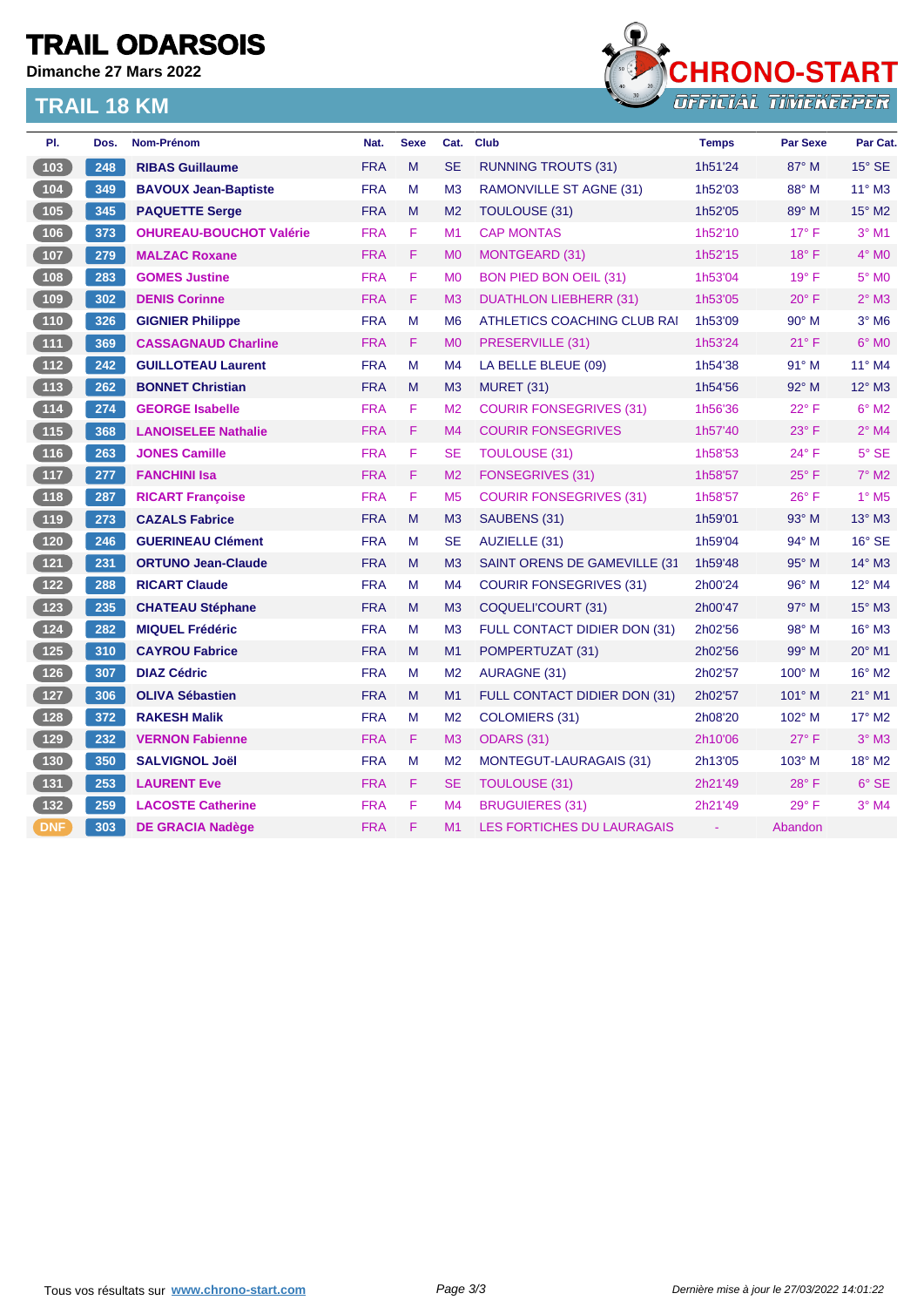# TRAIL ODARSOIS

**Dimanche 27 Mars 2022**

## TRAIL 18 KM

CHRONO-START
OFFICIAL TIMEKEEPER

| Pl. | Dos. | Nom-Prénom | Nat. | Sexe | Cat. | Club | Temps | Par Sexe | Par Cat. |
|---|---|---|---|---|---|---|---|---|---|
| 103 | 248 | **RIBAS Guillaume** | FRA | M | SE | RUNNING TROUTS (31) | 1h51'24 | 87° M | 15° SE |
| 104 | 349 | **BAVOUX Jean-Baptiste** | FRA | M | M3 | RAMONVILLE ST AGNE (31) | 1h52'03 | 88° M | 11° M3 |
| 105 | 345 | **PAQUETTE Serge** | FRA | M | M2 | TOULOUSE (31) | 1h52'05 | 89° M | 15° M2 |
| 106 | 373 | **OHUREAU-BOUCHOT Valérie** | FRA | F | M1 | CAP MONTAS | 1h52'10 | 17° F | 3° M1 |
| 107 | 279 | **MALZAC Roxane** | FRA | F | M0 | MONTGEARD (31) | 1h52'15 | 18° F | 4° M0 |
| 108 | 283 | **GOMES Justine** | FRA | F | M0 | BON PIED BON OEIL (31) | 1h53'04 | 19° F | 5° M0 |
| 109 | 302 | **DENIS Corinne** | FRA | F | M3 | DUATHLON LIEBHERR (31) | 1h53'05 | 20° F | 2° M3 |
| 110 | 326 | **GIGNIER Philippe** | FRA | M | M6 | ATHLETICS COACHING CLUB RAI | 1h53'09 | 90° M | 3° M6 |
| 111 | 369 | **CASSAGNAUD Charline** | FRA | F | M0 | PRESERVILLE (31) | 1h53'24 | 21° F | 6° M0 |
| 112 | 242 | **GUILLOTEAU Laurent** | FRA | M | M4 | LA BELLE BLEUE (09) | 1h54'38 | 91° M | 11° M4 |
| 113 | 262 | **BONNET Christian** | FRA | M | M3 | MURET (31) | 1h54'56 | 92° M | 12° M3 |
| 114 | 274 | **GEORGE Isabelle** | FRA | F | M2 | COURIR FONSEGRIVES (31) | 1h56'36 | 22° F | 6° M2 |
| 115 | 368 | **LANOISELEE Nathalie** | FRA | F | M4 | COURIR FONSEGRIVES | 1h57'40 | 23° F | 2° M4 |
| 116 | 263 | **JONES Camille** | FRA | F | SE | TOULOUSE (31) | 1h58'53 | 24° F | 5° SE |
| 117 | 277 | **FANCHINI Isa** | FRA | F | M2 | FONSEGRIVES (31) | 1h58'57 | 25° F | 7° M2 |
| 118 | 287 | **RICART Françoise** | FRA | F | M5 | COURIR FONSEGRIVES (31) | 1h58'57 | 26° F | 1° M5 |
| 119 | 273 | **CAZALS Fabrice** | FRA | M | M3 | SAUBENS (31) | 1h59'01 | 93° M | 13° M3 |
| 120 | 246 | **GUERINEAU Clément** | FRA | M | SE | AUZIELLE (31) | 1h59'04 | 94° M | 16° SE |
| 121 | 231 | **ORTUNO Jean-Claude** | FRA | M | M3 | SAINT ORENS DE GAMEVILLE (31 | 1h59'48 | 95° M | 14° M3 |
| 122 | 288 | **RICART Claude** | FRA | M | M4 | COURIR FONSEGRIVES (31) | 2h00'24 | 96° M | 12° M4 |
| 123 | 235 | **CHATEAU Stéphane** | FRA | M | M3 | COQUELI'COURT (31) | 2h00'47 | 97° M | 15° M3 |
| 124 | 282 | **MIQUEL Frédéric** | FRA | M | M3 | FULL CONTACT DIDIER DON (31) | 2h02'56 | 98° M | 16° M3 |
| 125 | 310 | **CAYROU Fabrice** | FRA | M | M1 | POMPERTUZAT (31) | 2h02'56 | 99° M | 20° M1 |
| 126 | 307 | **DIAZ Cédric** | FRA | M | M2 | AURAGNE (31) | 2h02'57 | 100° M | 16° M2 |
| 127 | 306 | **OLIVA Sébastien** | FRA | M | M1 | FULL CONTACT DIDIER DON (31) | 2h02'57 | 101° M | 21° M1 |
| 128 | 372 | **RAKESH Malik** | FRA | M | M2 | COLOMIERS (31) | 2h08'20 | 102° M | 17° M2 |
| 129 | 232 | **VERNON Fabienne** | FRA | F | M3 | ODARS (31) | 2h10'06 | 27° F | 3° M3 |
| 130 | 350 | **SALVIGNOL Joël** | FRA | M | M2 | MONTEGUT-LAURAGAIS (31) | 2h13'05 | 103° M | 18° M2 |
| 131 | 253 | **LAURENT Eve** | FRA | F | SE | TOULOUSE (31) | 2h21'49 | 28° F | 6° SE |
| 132 | 259 | **LACOSTE Catherine** | FRA | F | M4 | BRUGUIERES (31) | 2h21'49 | 29° F | 3° M4 |
| DNF | 303 | **DE GRACIA Nadège** | FRA | F | M1 | LES FORTICHES DU LAURAGAIS | - | Abandon | |

Tous vos résultats sur www.chrono-start.com

*Dernière mise à jour le 27/03/2022 14:01:22*